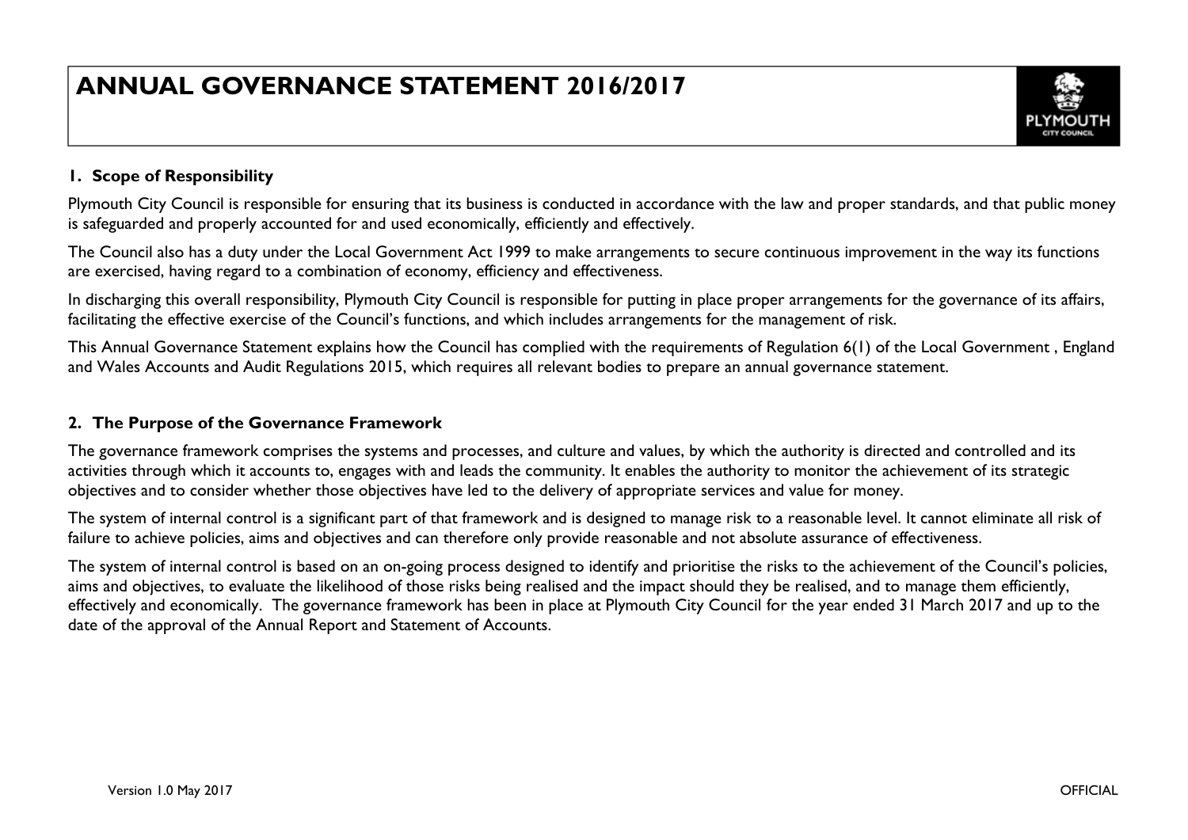# ANNUAL GOVERNANCE STATEMENT 2016/2017

## 1. Scope of Responsibility

Plymouth City Council is responsible for ensuring that its business is conducted in accordance with the law and proper standards, and that public money is safeguarded and properly accounted for and used economically, efficiently and effectively.

The Council also has a duty under the Local Government Act 1999 to make arrangements to secure continuous improvement in the way its functions are exercised, having regard to a combination of economy, efficiency and effectiveness.

In discharging this overall responsibility, Plymouth City Council is responsible for putting in place proper arrangements for the governance of its affairs, facilitating the effective exercise of the Council's functions, and which includes arrangements for the management of risk.

This Annual Governance Statement explains how the Council has complied with the requirements of Regulation 6(1) of the Local Government , England and Wales Accounts and Audit Regulations 2015, which requires all relevant bodies to prepare an annual governance statement.

## 2. The Purpose of the Governance Framework

The governance framework comprises the systems and processes, and culture and values, by which the authority is directed and controlled and its activities through which it accounts to, engages with and leads the community. It enables the authority to monitor the achievement of its strategic objectives and to consider whether those objectives have led to the delivery of appropriate services and value for money.

The system of internal control is a significant part of that framework and is designed to manage risk to a reasonable level. It cannot eliminate all risk of failure to achieve policies, aims and objectives and can therefore only provide reasonable and not absolute assurance of effectiveness.

The system of internal control is based on an on-going process designed to identify and prioritise the risks to the achievement of the Council's policies, aims and objectives, to evaluate the likelihood of those risks being realised and the impact should they be realised, and to manage them efficiently, effectively and economically. The governance framework has been in place at Plymouth City Council for the year ended 31 March 2017 and up to the date of the approval of the Annual Report and Statement of Accounts.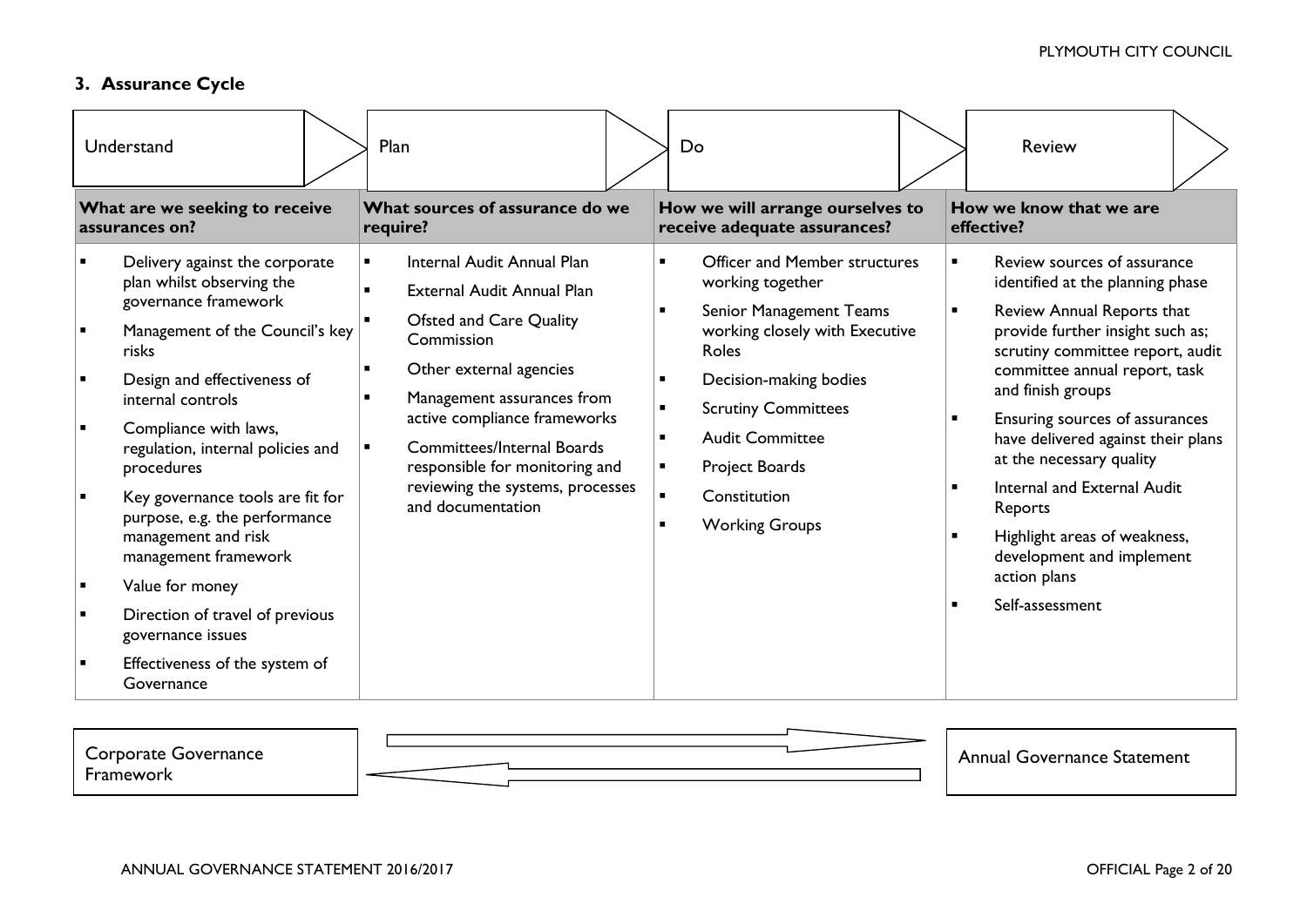## 3. Assurance Cycle

| Understand | Plan | Do | Review |
|---|---|---|---|
| **What are we seeking to receive assurances on?** | **What sources of assurance do we require?** | **How we will arrange ourselves to receive adequate assurances?** | **How we know that we are effective?** |
| ▪ Delivery against the corporate plan whilst observing the governance framework<br>▪ Management of the Council's key risks<br>▪ Design and effectiveness of internal controls<br>▪ Compliance with laws, regulation, internal policies and procedures<br>▪ Key governance tools are fit for purpose, e.g. the performance management and risk management framework<br>▪ Value for money<br>▪ Direction of travel of previous governance issues<br>▪ Effectiveness of the system of Governance | ▪ Internal Audit Annual Plan<br>▪ External Audit Annual Plan<br>▪ Ofsted and Care Quality Commission<br>▪ Other external agencies<br>▪ Management assurances from active compliance frameworks<br>▪ Committees/Internal Boards responsible for monitoring and reviewing the systems, processes and documentation | ▪ Officer and Member structures working together<br>▪ Senior Management Teams working closely with Executive Roles<br>▪ Decision-making bodies<br>▪ Scrutiny Committees<br>▪ Audit Committee<br>▪ Project Boards<br>▪ Constitution<br>▪ Working Groups | ▪ Review sources of assurance identified at the planning phase<br>▪ Review Annual Reports that provide further insight such as; scrutiny committee report, audit committee annual report, task and finish groups<br>▪ Ensuring sources of assurances have delivered against their plans at the necessary quality<br>▪ Internal and External Audit Reports<br>▪ Highlight areas of weakness, development and implement action plans<br>▪ Self-assessment |

Corporate Governance Framework ⇄ Annual Governance Statement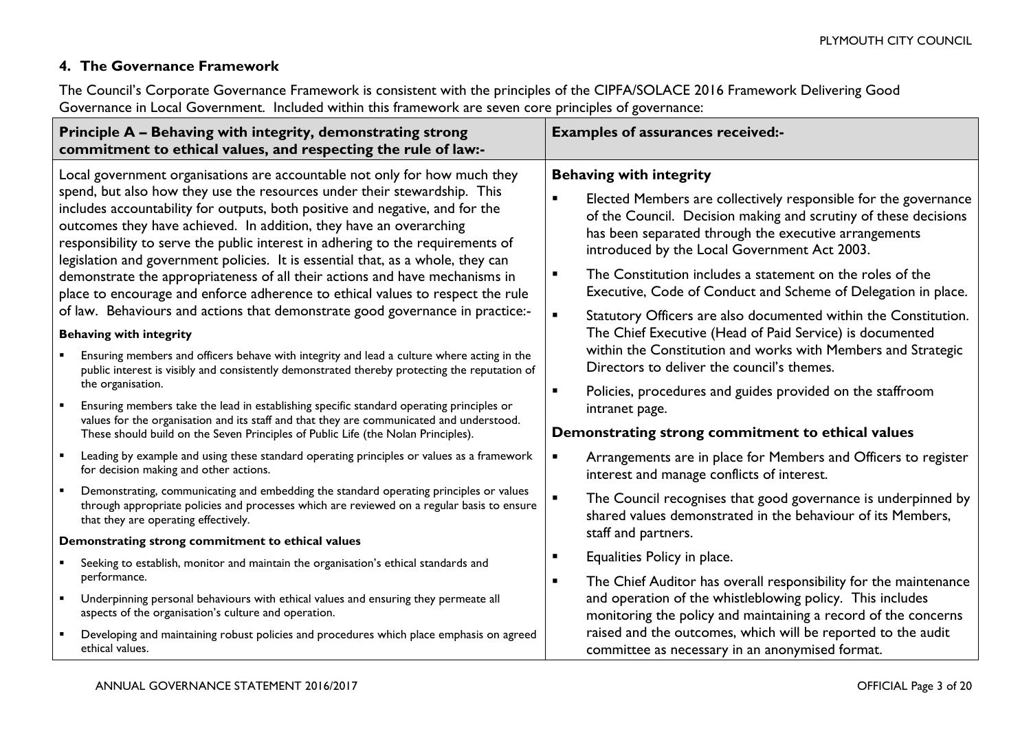## 4. The Governance Framework

The Council's Corporate Governance Framework is consistent with the principles of the CIPFA/SOLACE 2016 Framework Delivering Good Governance in Local Government. Included within this framework are seven core principles of governance:

| Principle A – Behaving with integrity, demonstrating strong commitment to ethical values, and respecting the rule of law:- | Examples of assurances received:- |
|---|---|
| Local government organisations are accountable not only for how much they spend, but also how they use the resources under their stewardship. This includes accountability for outputs, both positive and negative, and for the outcomes they have achieved. In addition, they have an overarching responsibility to serve the public interest in adhering to the requirements of legislation and government policies. It is essential that, as a whole, they can demonstrate the appropriateness of all their actions and have mechanisms in place to encourage and enforce adherence to ethical values to respect the rule of law. Behaviours and actions that demonstrate good governance in practice:-<br><br>**Behaving with integrity**<br>▪ Ensuring members and officers behave with integrity and lead a culture where acting in the public interest is visibly and consistently demonstrated thereby protecting the reputation of the organisation.<br>▪ Ensuring members take the lead in establishing specific standard operating principles or values for the organisation and its staff and that they are communicated and understood. These should build on the Seven Principles of Public Life (the Nolan Principles).<br>▪ Leading by example and using these standard operating principles or values as a framework for decision making and other actions.<br>▪ Demonstrating, communicating and embedding the standard operating principles or values through appropriate policies and processes which are reviewed on a regular basis to ensure that they are operating effectively.<br><br>**Demonstrating strong commitment to ethical values**<br>▪ Seeking to establish, monitor and maintain the organisation's ethical standards and performance.<br>▪ Underpinning personal behaviours with ethical values and ensuring they permeate all aspects of the organisation's culture and operation.<br>▪ Developing and maintaining robust policies and procedures which place emphasis on agreed ethical values. | **Behaving with integrity**<br>▪ Elected Members are collectively responsible for the governance of the Council. Decision making and scrutiny of these decisions has been separated through the executive arrangements introduced by the Local Government Act 2003.<br>▪ The Constitution includes a statement on the roles of the Executive, Code of Conduct and Scheme of Delegation in place.<br>▪ Statutory Officers are also documented within the Constitution. The Chief Executive (Head of Paid Service) is documented within the Constitution and works with Members and Strategic Directors to deliver the council's themes.<br>▪ Policies, procedures and guides provided on the staffroom intranet page.<br><br>**Demonstrating strong commitment to ethical values**<br>▪ Arrangements are in place for Members and Officers to register interest and manage conflicts of interest.<br>▪ The Council recognises that good governance is underpinned by shared values demonstrated in the behaviour of its Members, staff and partners.<br>▪ Equalities Policy in place.<br>▪ The Chief Auditor has overall responsibility for the maintenance and operation of the whistleblowing policy. This includes monitoring the policy and maintaining a record of the concerns raised and the outcomes, which will be reported to the audit committee as necessary in an anonymised format. |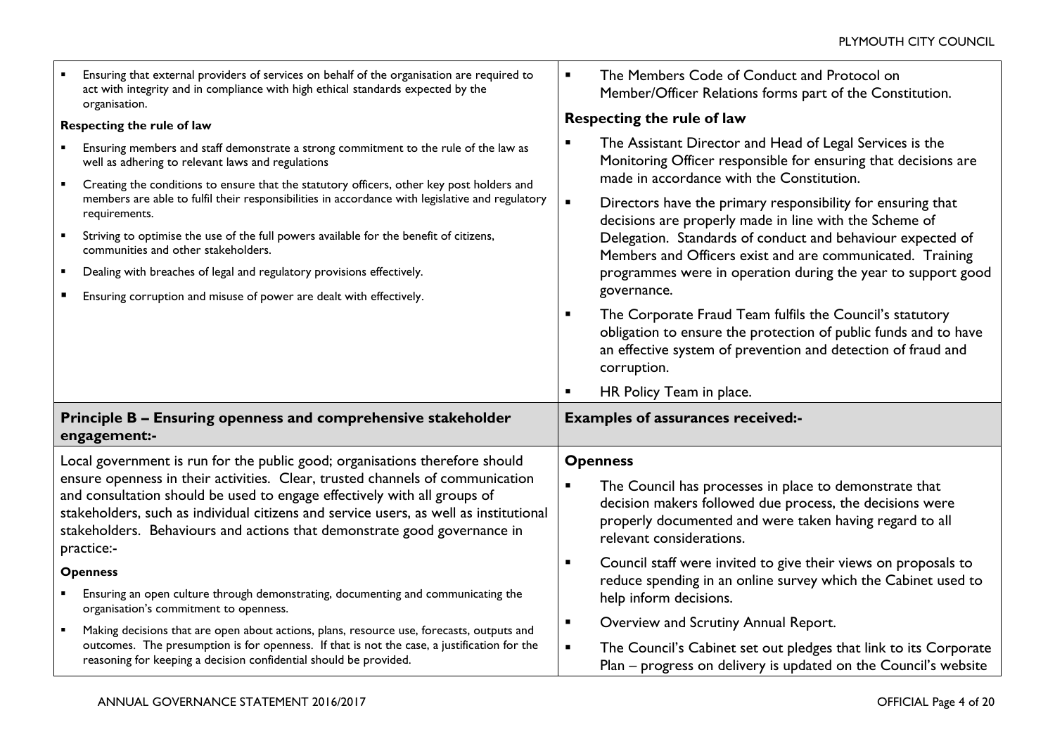| | |
|---|---|
| ▪ Ensuring that external providers of services on behalf of the organisation are required to act with integrity and in compliance with high ethical standards expected by the organisation.<br><br>**Respecting the rule of law**<br><br>▪ Ensuring members and staff demonstrate a strong commitment to the rule of the law as well as adhering to relevant laws and regulations<br>▪ Creating the conditions to ensure that the statutory officers, other key post holders and members are able to fulfil their responsibilities in accordance with legislative and regulatory requirements.<br>▪ Striving to optimise the use of the full powers available for the benefit of citizens, communities and other stakeholders.<br>▪ Dealing with breaches of legal and regulatory provisions effectively.<br>▪ Ensuring corruption and misuse of power are dealt with effectively. | ▪ The Members Code of Conduct and Protocol on Member/Officer Relations forms part of the Constitution.<br><br>**Respecting the rule of law**<br><br>▪ The Assistant Director and Head of Legal Services is the Monitoring Officer responsible for ensuring that decisions are made in accordance with the Constitution.<br>▪ Directors have the primary responsibility for ensuring that decisions are properly made in line with the Scheme of Delegation. Standards of conduct and behaviour expected of Members and Officers exist and are communicated. Training programmes were in operation during the year to support good governance.<br>▪ The Corporate Fraud Team fulfils the Council's statutory obligation to ensure the protection of public funds and to have an effective system of prevention and detection of fraud and corruption.<br>▪ HR Policy Team in place. |
| **Principle B – Ensuring openness and comprehensive stakeholder engagement:-** | **Examples of assurances received:-** |
| Local government is run for the public good; organisations therefore should ensure openness in their activities. Clear, trusted channels of communication and consultation should be used to engage effectively with all groups of stakeholders, such as individual citizens and service users, as well as institutional stakeholders. Behaviours and actions that demonstrate good governance in practice:-<br><br>**Openness**<br><br>▪ Ensuring an open culture through demonstrating, documenting and communicating the organisation's commitment to openness.<br>▪ Making decisions that are open about actions, plans, resource use, forecasts, outputs and outcomes. The presumption is for openness. If that is not the case, a justification for the reasoning for keeping a decision confidential should be provided. | **Openness**<br><br>▪ The Council has processes in place to demonstrate that decision makers followed due process, the decisions were properly documented and were taken having regard to all relevant considerations.<br>▪ Council staff were invited to give their views on proposals to reduce spending in an online survey which the Cabinet used to help inform decisions.<br>▪ Overview and Scrutiny Annual Report.<br>▪ The Council's Cabinet set out pledges that link to its Corporate Plan – progress on delivery is updated on the Council's website |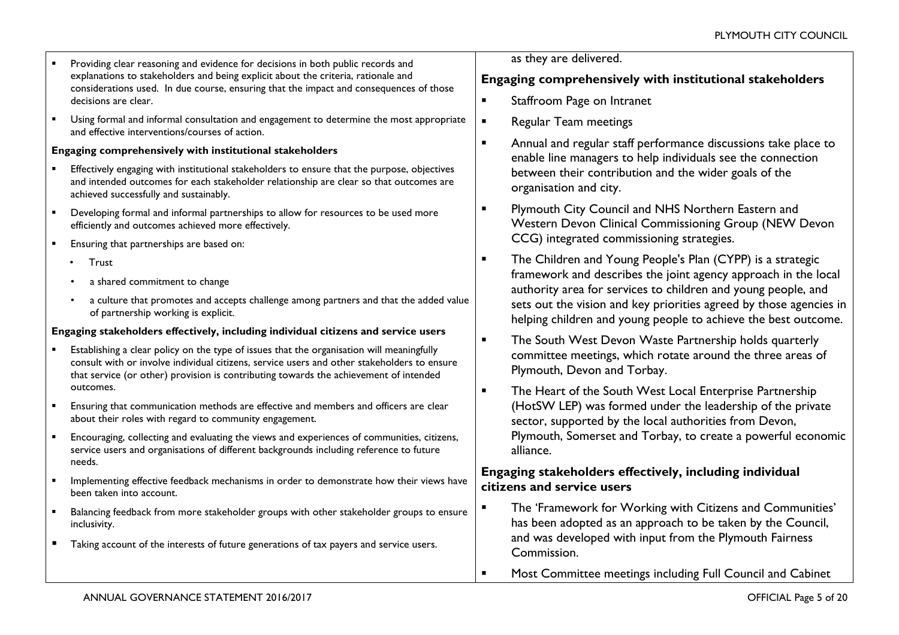- Providing clear reasoning and evidence for decisions in both public records and explanations to stakeholders and being explicit about the criteria, rationale and considerations used. In due course, ensuring that the impact and consequences of those decisions are clear.
- Using formal and informal consultation and engagement to determine the most appropriate and effective interventions/courses of action.

**Engaging comprehensively with institutional stakeholders**

- Effectively engaging with institutional stakeholders to ensure that the purpose, objectives and intended outcomes for each stakeholder relationship are clear so that outcomes are achieved successfully and sustainably.
- Developing formal and informal partnerships to allow for resources to be used more efficiently and outcomes achieved more effectively.
- Ensuring that partnerships are based on:
  - Trust
  - a shared commitment to change
  - a culture that promotes and accepts challenge among partners and that the added value of partnership working is explicit.

**Engaging stakeholders effectively, including individual citizens and service users**

- Establishing a clear policy on the type of issues that the organisation will meaningfully consult with or involve individual citizens, service users and other stakeholders to ensure that service (or other) provision is contributing towards the achievement of intended outcomes.
- Ensuring that communication methods are effective and members and officers are clear about their roles with regard to community engagement.
- Encouraging, collecting and evaluating the views and experiences of communities, citizens, service users and organisations of different backgrounds including reference to future needs.
- Implementing effective feedback mechanisms in order to demonstrate how their views have been taken into account.
- Balancing feedback from more stakeholder groups with other stakeholder groups to ensure inclusivity.
- Taking account of the interests of future generations of tax payers and service users.

as they are delivered.

**Engaging comprehensively with institutional stakeholders**

- Staffroom Page on Intranet
- Regular Team meetings
- Annual and regular staff performance discussions take place to enable line managers to help individuals see the connection between their contribution and the wider goals of the organisation and city.
- Plymouth City Council and NHS Northern Eastern and Western Devon Clinical Commissioning Group (NEW Devon CCG) integrated commissioning strategies.
- The Children and Young People's Plan (CYPP) is a strategic framework and describes the joint agency approach in the local authority area for services to children and young people, and sets out the vision and key priorities agreed by those agencies in helping children and young people to achieve the best outcome.
- The South West Devon Waste Partnership holds quarterly committee meetings, which rotate around the three areas of Plymouth, Devon and Torbay.
- The Heart of the South West Local Enterprise Partnership (HotSW LEP) was formed under the leadership of the private sector, supported by the local authorities from Devon, Plymouth, Somerset and Torbay, to create a powerful economic alliance.

**Engaging stakeholders effectively, including individual citizens and service users**

- The 'Framework for Working with Citizens and Communities' has been adopted as an approach to be taken by the Council, and was developed with input from the Plymouth Fairness Commission.
- Most Committee meetings including Full Council and Cabinet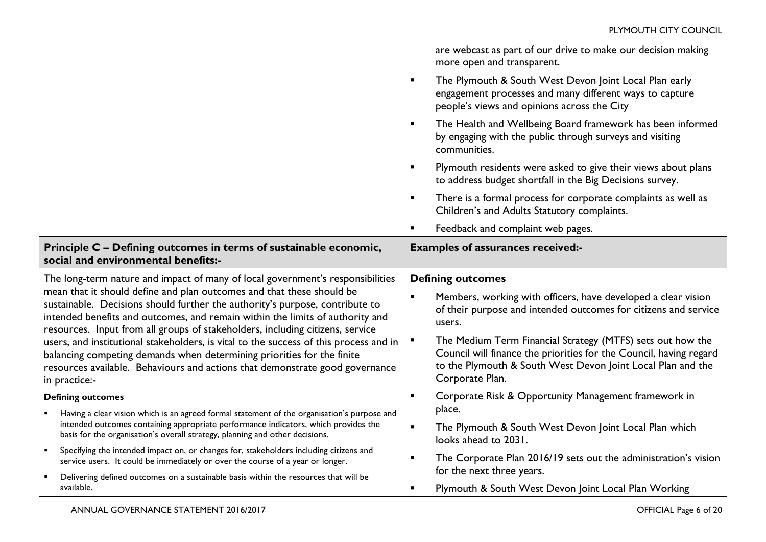| | |
|---|---|
| | are webcast as part of our drive to make our decision making more open and transparent.<br>▪ The Plymouth & South West Devon Joint Local Plan early engagement processes and many different ways to capture people's views and opinions across the City<br>▪ The Health and Wellbeing Board framework has been informed by engaging with the public through surveys and visiting communities.<br>▪ Plymouth residents were asked to give their views about plans to address budget shortfall in the Big Decisions survey.<br>▪ There is a formal process for corporate complaints as well as Children's and Adults Statutory complaints.<br>▪ Feedback and complaint web pages. |
| **Principle C – Defining outcomes in terms of sustainable economic, social and environmental benefits:-** | **Examples of assurances received:-** |
| The long-term nature and impact of many of local government's responsibilities mean that it should define and plan outcomes and that these should be sustainable. Decisions should further the authority's purpose, contribute to intended benefits and outcomes, and remain within the limits of authority and resources. Input from all groups of stakeholders, including citizens, service users, and institutional stakeholders, is vital to the success of this process and in balancing competing demands when determining priorities for the finite resources available. Behaviours and actions that demonstrate good governance in practice:-<br><br>**Defining outcomes**<br>▪ Having a clear vision which is an agreed formal statement of the organisation's purpose and intended outcomes containing appropriate performance indicators, which provides the basis for the organisation's overall strategy, planning and other decisions.<br>▪ Specifying the intended impact on, or changes for, stakeholders including citizens and service users. It could be immediately or over the course of a year or longer.<br>▪ Delivering defined outcomes on a sustainable basis within the resources that will be available. | **Defining outcomes**<br>▪ Members, working with officers, have developed a clear vision of their purpose and intended outcomes for citizens and service users.<br>▪ The Medium Term Financial Strategy (MTFS) sets out how the Council will finance the priorities for the Council, having regard to the Plymouth & South West Devon Joint Local Plan and the Corporate Plan.<br>▪ Corporate Risk & Opportunity Management framework in place.<br>▪ The Plymouth & South West Devon Joint Local Plan which looks ahead to 2031.<br>▪ The Corporate Plan 2016/19 sets out the administration's vision for the next three years.<br>▪ Plymouth & South West Devon Joint Local Plan Working |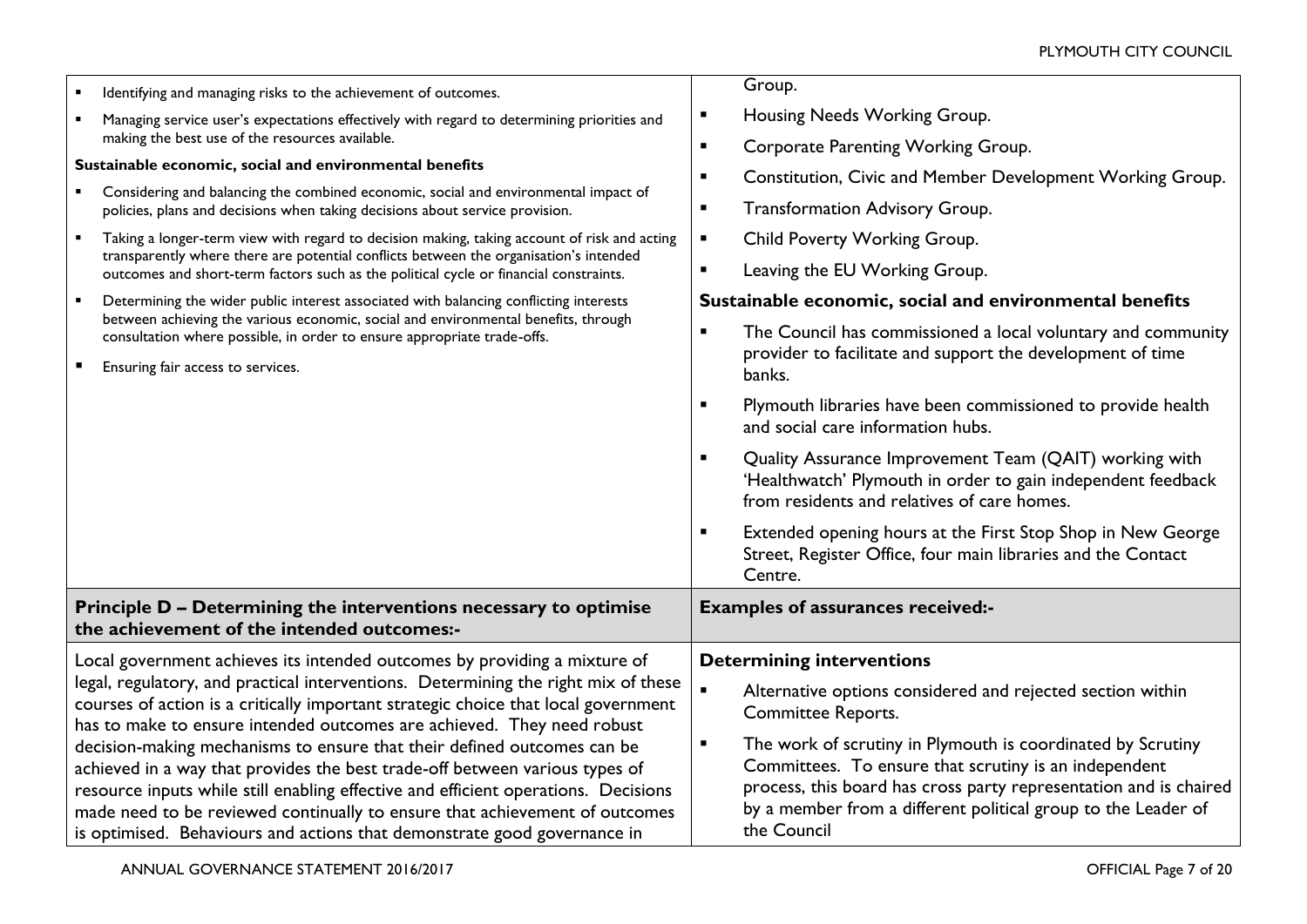| | |
|---|---|
| ▪ Identifying and managing risks to the achievement of outcomes.<br>▪ Managing service user's expectations effectively with regard to determining priorities and making the best use of the resources available.<br>**Sustainable economic, social and environmental benefits**<br>▪ Considering and balancing the combined economic, social and environmental impact of policies, plans and decisions when taking decisions about service provision.<br>▪ Taking a longer-term view with regard to decision making, taking account of risk and acting transparently where there are potential conflicts between the organisation's intended outcomes and short-term factors such as the political cycle or financial constraints.<br>▪ Determining the wider public interest associated with balancing conflicting interests between achieving the various economic, social and environmental benefits, through consultation where possible, in order to ensure appropriate trade-offs.<br>▪ Ensuring fair access to services. | Group.<br>▪ Housing Needs Working Group.<br>▪ Corporate Parenting Working Group.<br>▪ Constitution, Civic and Member Development Working Group.<br>▪ Transformation Advisory Group.<br>▪ Child Poverty Working Group.<br>▪ Leaving the EU Working Group.<br>**Sustainable economic, social and environmental benefits**<br>▪ The Council has commissioned a local voluntary and community provider to facilitate and support the development of time banks.<br>▪ Plymouth libraries have been commissioned to provide health and social care information hubs.<br>▪ Quality Assurance Improvement Team (QAIT) working with 'Healthwatch' Plymouth in order to gain independent feedback from residents and relatives of care homes.<br>▪ Extended opening hours at the First Stop Shop in New George Street, Register Office, four main libraries and the Contact Centre. |
| **Principle D – Determining the interventions necessary to optimise the achievement of the intended outcomes:-** | **Examples of assurances received:-** |
| Local government achieves its intended outcomes by providing a mixture of legal, regulatory, and practical interventions. Determining the right mix of these courses of action is a critically important strategic choice that local government has to make to ensure intended outcomes are achieved. They need robust decision-making mechanisms to ensure that their defined outcomes can be achieved in a way that provides the best trade-off between various types of resource inputs while still enabling effective and efficient operations. Decisions made need to be reviewed continually to ensure that achievement of outcomes is optimised. Behaviours and actions that demonstrate good governance in | **Determining interventions**<br>▪ Alternative options considered and rejected section within Committee Reports.<br>▪ The work of scrutiny in Plymouth is coordinated by Scrutiny Committees. To ensure that scrutiny is an independent process, this board has cross party representation and is chaired by a member from a different political group to the Leader of the Council |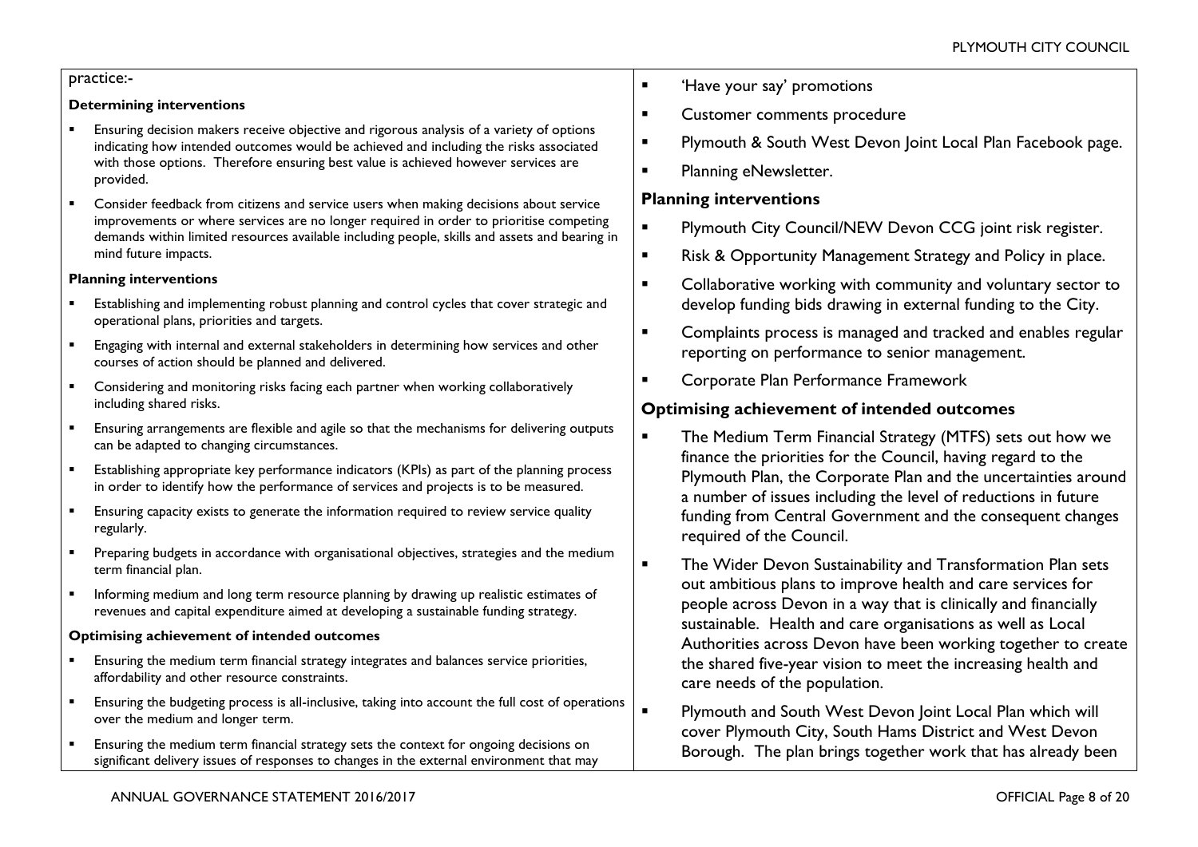practice:-

**Determining interventions**

- Ensuring decision makers receive objective and rigorous analysis of a variety of options indicating how intended outcomes would be achieved and including the risks associated with those options. Therefore ensuring best value is achieved however services are provided.
- Consider feedback from citizens and service users when making decisions about service improvements or where services are no longer required in order to prioritise competing demands within limited resources available including people, skills and assets and bearing in mind future impacts.

**Planning interventions**

- Establishing and implementing robust planning and control cycles that cover strategic and operational plans, priorities and targets.
- Engaging with internal and external stakeholders in determining how services and other courses of action should be planned and delivered.
- Considering and monitoring risks facing each partner when working collaboratively including shared risks.
- Ensuring arrangements are flexible and agile so that the mechanisms for delivering outputs can be adapted to changing circumstances.
- Establishing appropriate key performance indicators (KPIs) as part of the planning process in order to identify how the performance of services and projects is to be measured.
- Ensuring capacity exists to generate the information required to review service quality regularly.
- Preparing budgets in accordance with organisational objectives, strategies and the medium term financial plan.
- Informing medium and long term resource planning by drawing up realistic estimates of revenues and capital expenditure aimed at developing a sustainable funding strategy.

**Optimising achievement of intended outcomes**

- Ensuring the medium term financial strategy integrates and balances service priorities, affordability and other resource constraints.
- Ensuring the budgeting process is all-inclusive, taking into account the full cost of operations over the medium and longer term.
- Ensuring the medium term financial strategy sets the context for ongoing decisions on significant delivery issues of responses to changes in the external environment that may

- 'Have your say' promotions
- Customer comments procedure
- Plymouth & South West Devon Joint Local Plan Facebook page.
- Planning eNewsletter.

**Planning interventions**

- Plymouth City Council/NEW Devon CCG joint risk register.
- Risk & Opportunity Management Strategy and Policy in place.
- Collaborative working with community and voluntary sector to develop funding bids drawing in external funding to the City.
- Complaints process is managed and tracked and enables regular reporting on performance to senior management.
- Corporate Plan Performance Framework

**Optimising achievement of intended outcomes**

- The Medium Term Financial Strategy (MTFS) sets out how we finance the priorities for the Council, having regard to the Plymouth Plan, the Corporate Plan and the uncertainties around a number of issues including the level of reductions in future funding from Central Government and the consequent changes required of the Council.
- The Wider Devon Sustainability and Transformation Plan sets out ambitious plans to improve health and care services for people across Devon in a way that is clinically and financially sustainable. Health and care organisations as well as Local Authorities across Devon have been working together to create the shared five-year vision to meet the increasing health and care needs of the population.
- Plymouth and South West Devon Joint Local Plan which will cover Plymouth City, South Hams District and West Devon Borough. The plan brings together work that has already been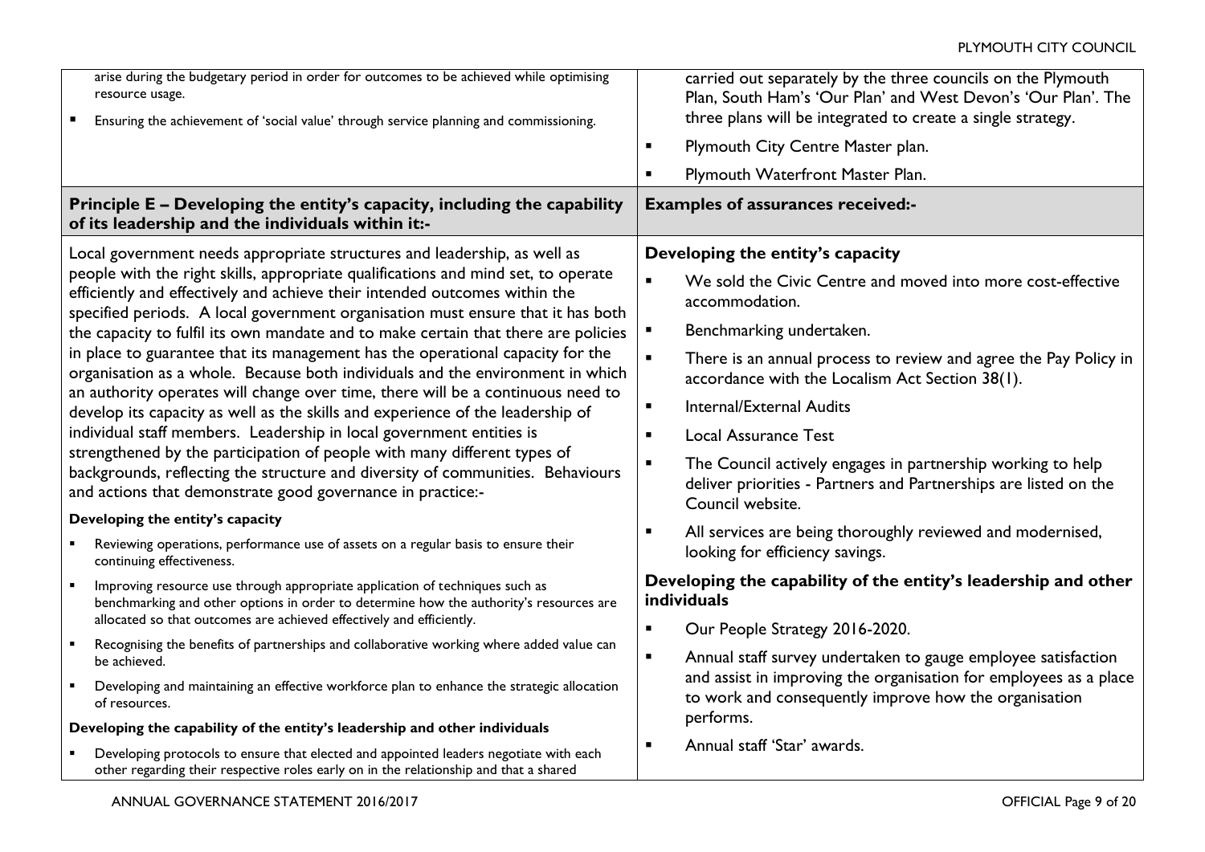| | |
|---|---|
| arise during the budgetary period in order for outcomes to be achieved while optimising resource usage.<br><br>- Ensuring the achievement of 'social value' through service planning and commissioning. | carried out separately by the three councils on the Plymouth Plan, South Ham's 'Our Plan' and West Devon's 'Our Plan'. The three plans will be integrated to create a single strategy.<br><br>- Plymouth City Centre Master plan.<br>- Plymouth Waterfront Master Plan. |
| **Principle E – Developing the entity's capacity, including the capability of its leadership and the individuals within it:-** | **Examples of assurances received:-** |
| Local government needs appropriate structures and leadership, as well as people with the right skills, appropriate qualifications and mind set, to operate efficiently and effectively and achieve their intended outcomes within the specified periods. A local government organisation must ensure that it has both the capacity to fulfil its own mandate and to make certain that there are policies in place to guarantee that its management has the operational capacity for the organisation as a whole. Because both individuals and the environment in which an authority operates will change over time, there will be a continuous need to develop its capacity as well as the skills and experience of the leadership of individual staff members. Leadership in local government entities is strengthened by the participation of people with many different types of backgrounds, reflecting the structure and diversity of communities. Behaviours and actions that demonstrate good governance in practice:-<br><br>**Developing the entity's capacity**<br><br>- Reviewing operations, performance use of assets on a regular basis to ensure their continuing effectiveness.<br>- Improving resource use through appropriate application of techniques such as benchmarking and other options in order to determine how the authority's resources are allocated so that outcomes are achieved effectively and efficiently.<br>- Recognising the benefits of partnerships and collaborative working where added value can be achieved.<br>- Developing and maintaining an effective workforce plan to enhance the strategic allocation of resources.<br><br>**Developing the capability of the entity's leadership and other individuals**<br><br>- Developing protocols to ensure that elected and appointed leaders negotiate with each other regarding their respective roles early on in the relationship and that a shared | **Developing the entity's capacity**<br><br>- We sold the Civic Centre and moved into more cost-effective accommodation.<br>- Benchmarking undertaken.<br>- There is an annual process to review and agree the Pay Policy in accordance with the Localism Act Section 38(1).<br>- Internal/External Audits<br>- Local Assurance Test<br>- The Council actively engages in partnership working to help deliver priorities - Partners and Partnerships are listed on the Council website.<br>- All services are being thoroughly reviewed and modernised, looking for efficiency savings.<br><br>**Developing the capability of the entity's leadership and other individuals**<br><br>- Our People Strategy 2016-2020.<br>- Annual staff survey undertaken to gauge employee satisfaction and assist in improving the organisation for employees as a place to work and consequently improve how the organisation performs.<br>- Annual staff 'Star' awards. |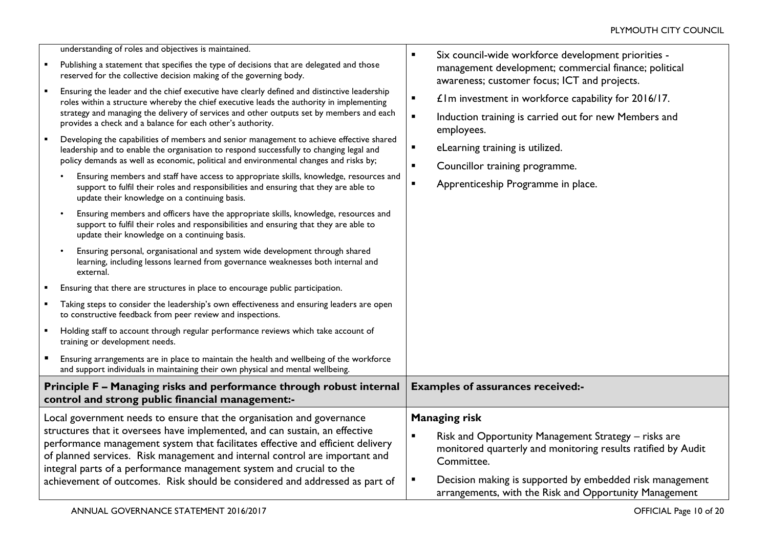| | |
|---|---|
| understanding of roles and objectives is maintained.<br>▪ Publishing a statement that specifies the type of decisions that are delegated and those reserved for the collective decision making of the governing body.<br>▪ Ensuring the leader and the chief executive have clearly defined and distinctive leadership roles within a structure whereby the chief executive leads the authority in implementing strategy and managing the delivery of services and other outputs set by members and each provides a check and a balance for each other's authority.<br>▪ Developing the capabilities of members and senior management to achieve effective shared leadership and to enable the organisation to respond successfully to changing legal and policy demands as well as economic, political and environmental changes and risks by;<br>• Ensuring members and staff have access to appropriate skills, knowledge, resources and support to fulfil their roles and responsibilities and ensuring that they are able to update their knowledge on a continuing basis.<br>• Ensuring members and officers have the appropriate skills, knowledge, resources and support to fulfil their roles and responsibilities and ensuring that they are able to update their knowledge on a continuing basis.<br>• Ensuring personal, organisational and system wide development through shared learning, including lessons learned from governance weaknesses both internal and external.<br>▪ Ensuring that there are structures in place to encourage public participation.<br>▪ Taking steps to consider the leadership's own effectiveness and ensuring leaders are open to constructive feedback from peer review and inspections.<br>▪ Holding staff to account through regular performance reviews which take account of training or development needs.<br>▪ Ensuring arrangements are in place to maintain the health and wellbeing of the workforce and support individuals in maintaining their own physical and mental wellbeing. | ▪ Six council-wide workforce development priorities - management development; commercial finance; political awareness; customer focus; ICT and projects.<br>▪ £1m investment in workforce capability for 2016/17.<br>▪ Induction training is carried out for new Members and employees.<br>▪ eLearning training is utilized.<br>▪ Councillor training programme.<br>▪ Apprenticeship Programme in place. |
| **Principle F – Managing risks and performance through robust internal control and strong public financial management:-** | **Examples of assurances received:-** |
| Local government needs to ensure that the organisation and governance structures that it oversees have implemented, and can sustain, an effective performance management system that facilitates effective and efficient delivery of planned services. Risk management and internal control are important and integral parts of a performance management system and crucial to the achievement of outcomes. Risk should be considered and addressed as part of | **Managing risk**<br>▪ Risk and Opportunity Management Strategy – risks are monitored quarterly and monitoring results ratified by Audit Committee.<br>▪ Decision making is supported by embedded risk management arrangements, with the Risk and Opportunity Management |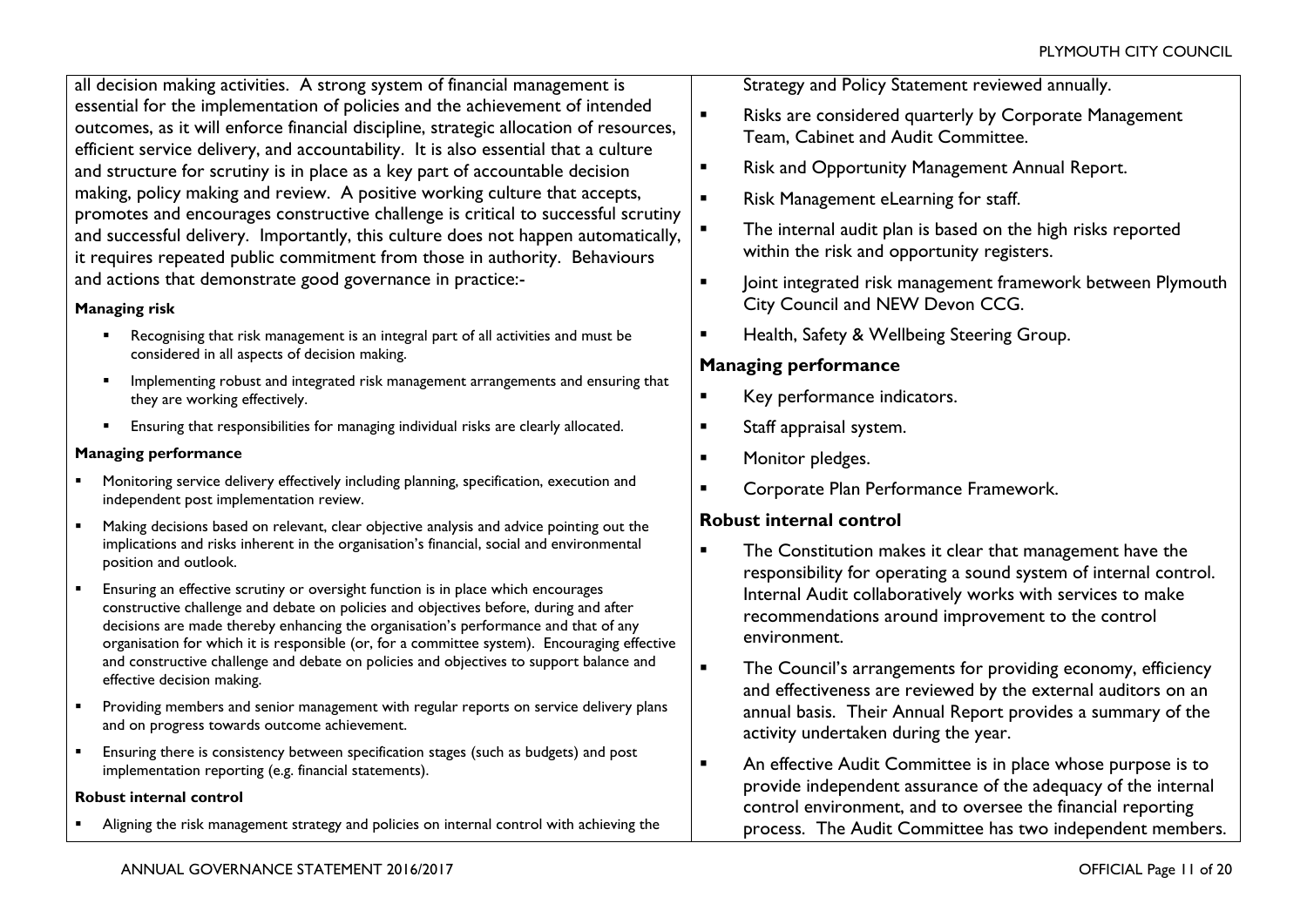| | |
|---|---|
| all decision making activities. A strong system of financial management is essential for the implementation of policies and the achievement of intended outcomes, as it will enforce financial discipline, strategic allocation of resources, efficient service delivery, and accountability. It is also essential that a culture and structure for scrutiny is in place as a key part of accountable decision making, policy making and review. A positive working culture that accepts, promotes and encourages constructive challenge is critical to successful scrutiny and successful delivery. Importantly, this culture does not happen automatically, it requires repeated public commitment from those in authority. Behaviours and actions that demonstrate good governance in practice:-<br><br>**Managing risk**<br>▪ Recognising that risk management is an integral part of all activities and must be considered in all aspects of decision making.<br>▪ Implementing robust and integrated risk management arrangements and ensuring that they are working effectively.<br>▪ Ensuring that responsibilities for managing individual risks are clearly allocated.<br><br>**Managing performance**<br>▪ Monitoring service delivery effectively including planning, specification, execution and independent post implementation review.<br>▪ Making decisions based on relevant, clear objective analysis and advice pointing out the implications and risks inherent in the organisation's financial, social and environmental position and outlook.<br>▪ Ensuring an effective scrutiny or oversight function is in place which encourages constructive challenge and debate on policies and objectives before, during and after decisions are made thereby enhancing the organisation's performance and that of any organisation for which it is responsible (or, for a committee system). Encouraging effective and constructive challenge and debate on policies and objectives to support balance and effective decision making.<br>▪ Providing members and senior management with regular reports on service delivery plans and on progress towards outcome achievement.<br>▪ Ensuring there is consistency between specification stages (such as budgets) and post implementation reporting (e.g. financial statements).<br><br>**Robust internal control**<br>▪ Aligning the risk management strategy and policies on internal control with achieving the | Strategy and Policy Statement reviewed annually.<br>▪ Risks are considered quarterly by Corporate Management Team, Cabinet and Audit Committee.<br>▪ Risk and Opportunity Management Annual Report.<br>▪ Risk Management eLearning for staff.<br>▪ The internal audit plan is based on the high risks reported within the risk and opportunity registers.<br>▪ Joint integrated risk management framework between Plymouth City Council and NEW Devon CCG.<br>▪ Health, Safety & Wellbeing Steering Group.<br><br>**Managing performance**<br>▪ Key performance indicators.<br>▪ Staff appraisal system.<br>▪ Monitor pledges.<br>▪ Corporate Plan Performance Framework.<br><br>**Robust internal control**<br>▪ The Constitution makes it clear that management have the responsibility for operating a sound system of internal control. Internal Audit collaboratively works with services to make recommendations around improvement to the control environment.<br>▪ The Council's arrangements for providing economy, efficiency and effectiveness are reviewed by the external auditors on an annual basis. Their Annual Report provides a summary of the activity undertaken during the year.<br>▪ An effective Audit Committee is in place whose purpose is to provide independent assurance of the adequacy of the internal control environment, and to oversee the financial reporting process. The Audit Committee has two independent members. |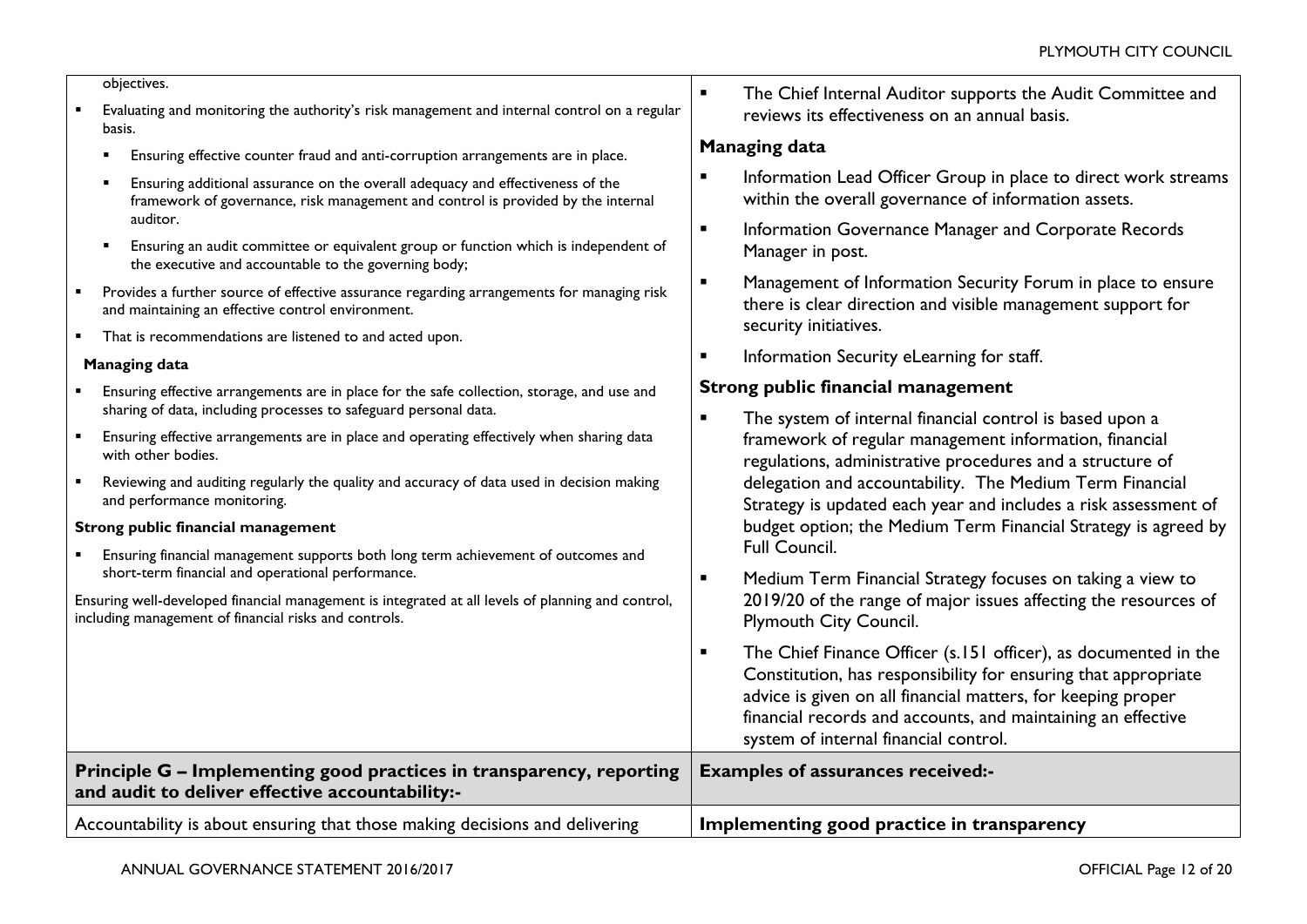| | |
|---|---|
| objectives.<br>▪ Evaluating and monitoring the authority's risk management and internal control on a regular basis.<br>▪ Ensuring effective counter fraud and anti-corruption arrangements are in place.<br>▪ Ensuring additional assurance on the overall adequacy and effectiveness of the framework of governance, risk management and control is provided by the internal auditor.<br>▪ Ensuring an audit committee or equivalent group or function which is independent of the executive and accountable to the governing body;<br>▪ Provides a further source of effective assurance regarding arrangements for managing risk and maintaining an effective control environment.<br>▪ That is recommendations are listened to and acted upon.<br>**Managing data**<br>▪ Ensuring effective arrangements are in place for the safe collection, storage, and use and sharing of data, including processes to safeguard personal data.<br>▪ Ensuring effective arrangements are in place and operating effectively when sharing data with other bodies.<br>▪ Reviewing and auditing regularly the quality and accuracy of data used in decision making and performance monitoring.<br>**Strong public financial management**<br>▪ Ensuring financial management supports both long term achievement of outcomes and short-term financial and operational performance.<br>Ensuring well-developed financial management is integrated at all levels of planning and control, including management of financial risks and controls. | ▪ The Chief Internal Auditor supports the Audit Committee and reviews its effectiveness on an annual basis.<br>**Managing data**<br>▪ Information Lead Officer Group in place to direct work streams within the overall governance of information assets.<br>▪ Information Governance Manager and Corporate Records Manager in post.<br>▪ Management of Information Security Forum in place to ensure there is clear direction and visible management support for security initiatives.<br>▪ Information Security eLearning for staff.<br>**Strong public financial management**<br>▪ The system of internal financial control is based upon a framework of regular management information, financial regulations, administrative procedures and a structure of delegation and accountability. The Medium Term Financial Strategy is updated each year and includes a risk assessment of budget option; the Medium Term Financial Strategy is agreed by Full Council.<br>▪ Medium Term Financial Strategy focuses on taking a view to 2019/20 of the range of major issues affecting the resources of Plymouth City Council.<br>▪ The Chief Finance Officer (s.151 officer), as documented in the Constitution, has responsibility for ensuring that appropriate advice is given on all financial matters, for keeping proper financial records and accounts, and maintaining an effective system of internal financial control. |
| **Principle G – Implementing good practices in transparency, reporting and audit to deliver effective accountability:-** | **Examples of assurances received:-** |
| Accountability is about ensuring that those making decisions and delivering | **Implementing good practice in transparency** |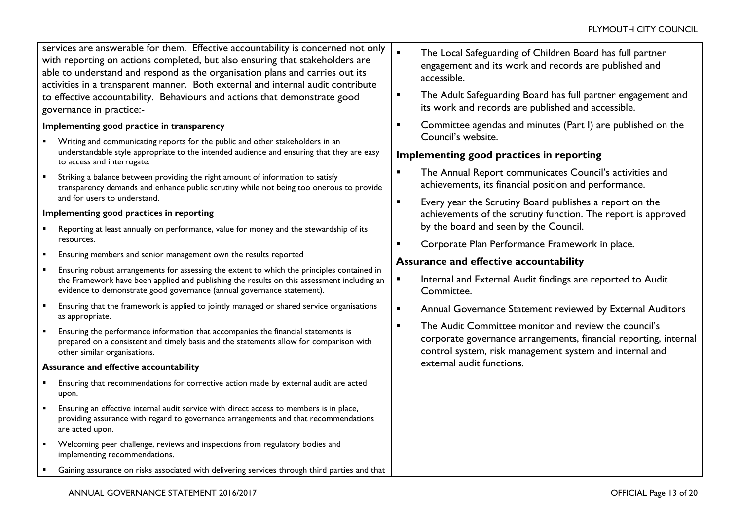| | |
|---|---|
| services are answerable for them. Effective accountability is concerned not only with reporting on actions completed, but also ensuring that stakeholders are able to understand and respond as the organisation plans and carries out its activities in a transparent manner. Both external and internal audit contribute to effective accountability. Behaviours and actions that demonstrate good governance in practice:-<br><br>**Implementing good practice in transparency**<br>- Writing and communicating reports for the public and other stakeholders in an understandable style appropriate to the intended audience and ensuring that they are easy to access and interrogate.<br>- Striking a balance between providing the right amount of information to satisfy transparency demands and enhance public scrutiny while not being too onerous to provide and for users to understand.<br><br>**Implementing good practices in reporting**<br>- Reporting at least annually on performance, value for money and the stewardship of its resources.<br>- Ensuring members and senior management own the results reported<br>- Ensuring robust arrangements for assessing the extent to which the principles contained in the Framework have been applied and publishing the results on this assessment including an evidence to demonstrate good governance (annual governance statement).<br>- Ensuring that the framework is applied to jointly managed or shared service organisations as appropriate.<br>- Ensuring the performance information that accompanies the financial statements is prepared on a consistent and timely basis and the statements allow for comparison with other similar organisations.<br><br>**Assurance and effective accountability**<br>- Ensuring that recommendations for corrective action made by external audit are acted upon.<br>- Ensuring an effective internal audit service with direct access to members is in place, providing assurance with regard to governance arrangements and that recommendations are acted upon.<br>- Welcoming peer challenge, reviews and inspections from regulatory bodies and implementing recommendations.<br>- Gaining assurance on risks associated with delivering services through third parties and that | - The Local Safeguarding of Children Board has full partner engagement and its work and records are published and accessible.<br>- The Adult Safeguarding Board has full partner engagement and its work and records are published and accessible.<br>- Committee agendas and minutes (Part I) are published on the Council's website.<br><br>**Implementing good practices in reporting**<br>- The Annual Report communicates Council's activities and achievements, its financial position and performance.<br>- Every year the Scrutiny Board publishes a report on the achievements of the scrutiny function. The report is approved by the board and seen by the Council.<br>- Corporate Plan Performance Framework in place.<br><br>**Assurance and effective accountability**<br>- Internal and External Audit findings are reported to Audit Committee.<br>- Annual Governance Statement reviewed by External Auditors<br>- The Audit Committee monitor and review the council's corporate governance arrangements, financial reporting, internal control system, risk management system and internal and external audit functions. |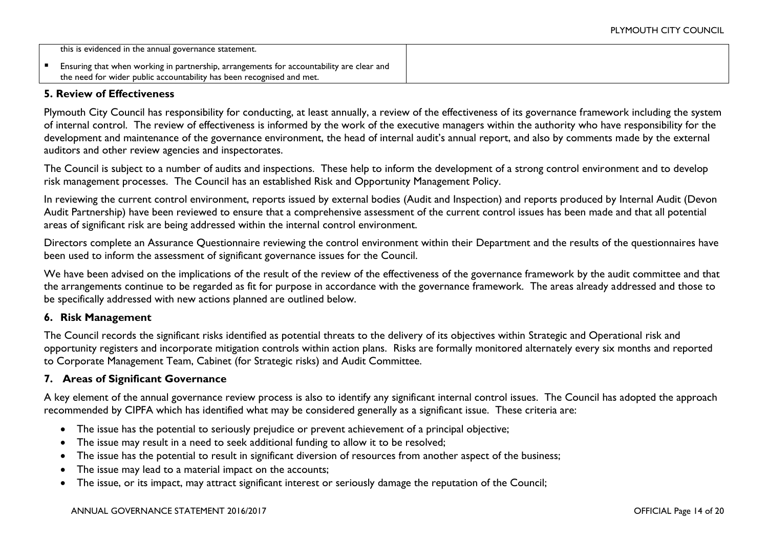| | |
|---|---|
| this is evidenced in the annual governance statement.<br>▪ Ensuring that when working in partnership, arrangements for accountability are clear and the need for wider public accountability has been recognised and met. | |

### 5. Review of Effectiveness

Plymouth City Council has responsibility for conducting, at least annually, a review of the effectiveness of its governance framework including the system of internal control. The review of effectiveness is informed by the work of the executive managers within the authority who have responsibility for the development and maintenance of the governance environment, the head of internal audit's annual report, and also by comments made by the external auditors and other review agencies and inspectorates.

The Council is subject to a number of audits and inspections. These help to inform the development of a strong control environment and to develop risk management processes. The Council has an established Risk and Opportunity Management Policy.

In reviewing the current control environment, reports issued by external bodies (Audit and Inspection) and reports produced by Internal Audit (Devon Audit Partnership) have been reviewed to ensure that a comprehensive assessment of the current control issues has been made and that all potential areas of significant risk are being addressed within the internal control environment.

Directors complete an Assurance Questionnaire reviewing the control environment within their Department and the results of the questionnaires have been used to inform the assessment of significant governance issues for the Council.

We have been advised on the implications of the result of the review of the effectiveness of the governance framework by the audit committee and that the arrangements continue to be regarded as fit for purpose in accordance with the governance framework. The areas already addressed and those to be specifically addressed with new actions planned are outlined below.

### 6. Risk Management

The Council records the significant risks identified as potential threats to the delivery of its objectives within Strategic and Operational risk and opportunity registers and incorporate mitigation controls within action plans. Risks are formally monitored alternately every six months and reported to Corporate Management Team, Cabinet (for Strategic risks) and Audit Committee.

### 7. Areas of Significant Governance

A key element of the annual governance review process is also to identify any significant internal control issues. The Council has adopted the approach recommended by CIPFA which has identified what may be considered generally as a significant issue. These criteria are:

- The issue has the potential to seriously prejudice or prevent achievement of a principal objective;
- The issue may result in a need to seek additional funding to allow it to be resolved;
- The issue has the potential to result in significant diversion of resources from another aspect of the business;
- The issue may lead to a material impact on the accounts;
- The issue, or its impact, may attract significant interest or seriously damage the reputation of the Council;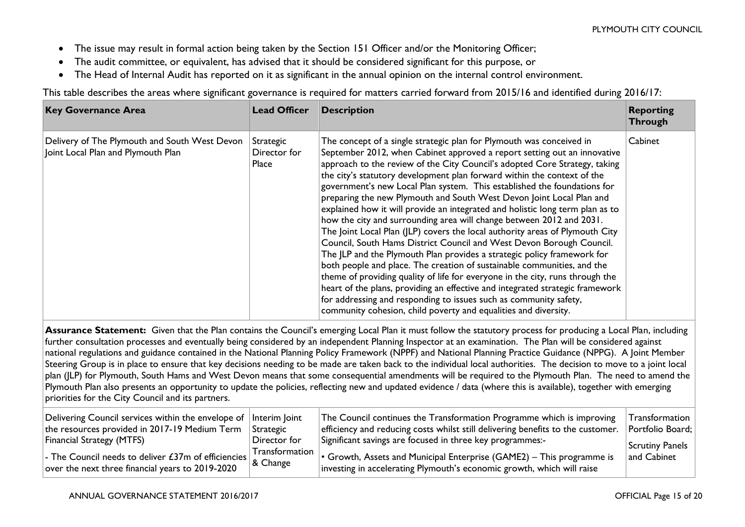- The issue may result in formal action being taken by the Section 151 Officer and/or the Monitoring Officer;
- The audit committee, or equivalent, has advised that it should be considered significant for this purpose, or
- The Head of Internal Audit has reported on it as significant in the annual opinion on the internal control environment.

This table describes the areas where significant governance is required for matters carried forward from 2015/16 and identified during 2016/17:

| Key Governance Area | Lead Officer | Description | Reporting Through |
|---|---|---|---|
| Delivery of The Plymouth and South West Devon Joint Local Plan and Plymouth Plan | Strategic Director for Place | The concept of a single strategic plan for Plymouth was conceived in September 2012, when Cabinet approved a report setting out an innovative approach to the review of the City Council's adopted Core Strategy, taking the city's statutory development plan forward within the context of the government's new Local Plan system. This established the foundations for preparing the new Plymouth and South West Devon Joint Local Plan and explained how it will provide an integrated and holistic long term plan as to how the city and surrounding area will change between 2012 and 2031. The Joint Local Plan (JLP) covers the local authority areas of Plymouth City Council, South Hams District Council and West Devon Borough Council. The JLP and the Plymouth Plan provides a strategic policy framework for both people and place. The creation of sustainable communities, and the theme of providing quality of life for everyone in the city, runs through the heart of the plans, providing an effective and integrated strategic framework for addressing and responding to issues such as community safety, community cohesion, child poverty and equalities and diversity. | Cabinet |
| **Assurance Statement:** Given that the Plan contains the Council's emerging Local Plan it must follow the statutory process for producing a Local Plan, including further consultation processes and eventually being considered by an independent Planning Inspector at an examination. The Plan will be considered against national regulations and guidance contained in the National Planning Policy Framework (NPPF) and National Planning Practice Guidance (NPPG). A Joint Member Steering Group is in place to ensure that key decisions needing to be made are taken back to the individual local authorities. The decision to move to a joint local plan (JLP) for Plymouth, South Hams and West Devon means that some consequential amendments will be required to the Plymouth Plan. The need to amend the Plymouth Plan also presents an opportunity to update the policies, reflecting new and updated evidence / data (where this is available), together with emerging priorities for the City Council and its partners. | | | |
| Delivering Council services within the envelope of the resources provided in 2017-19 Medium Term Financial Strategy (MTFS)<br><br>- The Council needs to deliver £37m of efficiencies over the next three financial years to 2019-2020 | Interim Joint Strategic Director for Transformation & Change | The Council continues the Transformation Programme which is improving efficiency and reducing costs whilst still delivering benefits to the customer. Significant savings are focused in three key programmes:-<br><br>• Growth, Assets and Municipal Enterprise (GAME2) – This programme is investing in accelerating Plymouth's economic growth, which will raise | Transformation Portfolio Board;<br><br>Scrutiny Panels and Cabinet |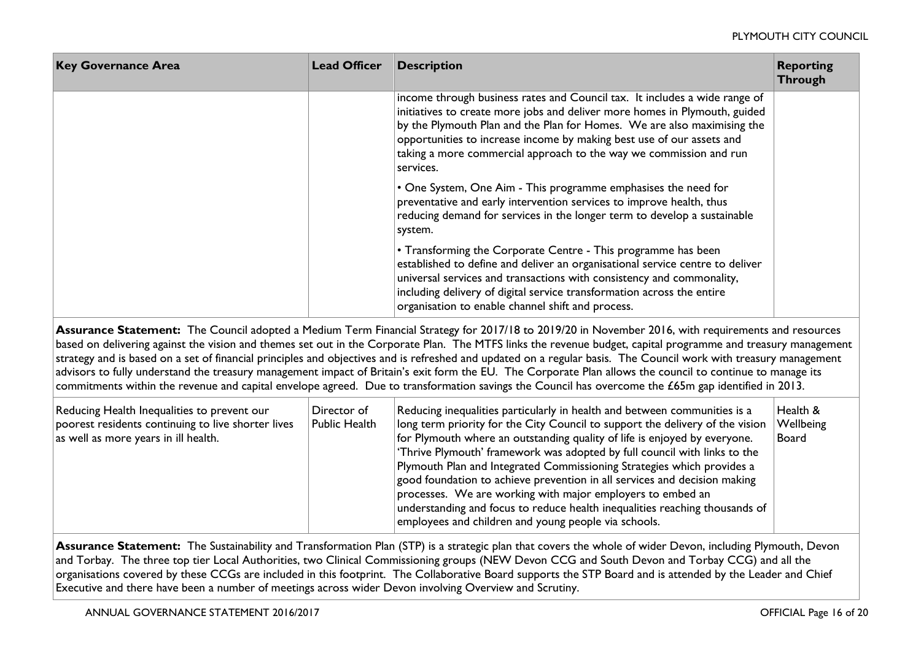| Key Governance Area | Lead Officer | Description | Reporting Through |
|---|---|---|---|
| | | income through business rates and Council tax. It includes a wide range of initiatives to create more jobs and deliver more homes in Plymouth, guided by the Plymouth Plan and the Plan for Homes. We are also maximising the opportunities to increase income by making best use of our assets and taking a more commercial approach to the way we commission and run services.<br><br>• One System, One Aim - This programme emphasises the need for preventative and early intervention services to improve health, thus reducing demand for services in the longer term to develop a sustainable system.<br><br>• Transforming the Corporate Centre - This programme has been established to define and deliver an organisational service centre to deliver universal services and transactions with consistency and commonality, including delivery of digital service transformation across the entire organisation to enable channel shift and process. | |
| **Assurance Statement:** The Council adopted a Medium Term Financial Strategy for 2017/18 to 2019/20 in November 2016, with requirements and resources based on delivering against the vision and themes set out in the Corporate Plan. The MTFS links the revenue budget, capital programme and treasury management strategy and is based on a set of financial principles and objectives and is refreshed and updated on a regular basis. The Council work with treasury management advisors to fully understand the treasury management impact of Britain's exit form the EU. The Corporate Plan allows the council to continue to manage its commitments within the revenue and capital envelope agreed. Due to transformation savings the Council has overcome the £65m gap identified in 2013. | | | |
| Reducing Health Inequalities to prevent our poorest residents continuing to live shorter lives as well as more years in ill health. | Director of Public Health | Reducing inequalities particularly in health and between communities is a long term priority for the City Council to support the delivery of the vision for Plymouth where an outstanding quality of life is enjoyed by everyone. 'Thrive Plymouth' framework was adopted by full council with links to the Plymouth Plan and Integrated Commissioning Strategies which provides a good foundation to achieve prevention in all services and decision making processes. We are working with major employers to embed an understanding and focus to reduce health inequalities reaching thousands of employees and children and young people via schools. | Health & Wellbeing Board |
| **Assurance Statement:** The Sustainability and Transformation Plan (STP) is a strategic plan that covers the whole of wider Devon, including Plymouth, Devon and Torbay. The three top tier Local Authorities, two Clinical Commissioning groups (NEW Devon CCG and South Devon and Torbay CCG) and all the organisations covered by these CCGs are included in this footprint. The Collaborative Board supports the STP Board and is attended by the Leader and Chief Executive and there have been a number of meetings across wider Devon involving Overview and Scrutiny. | | | |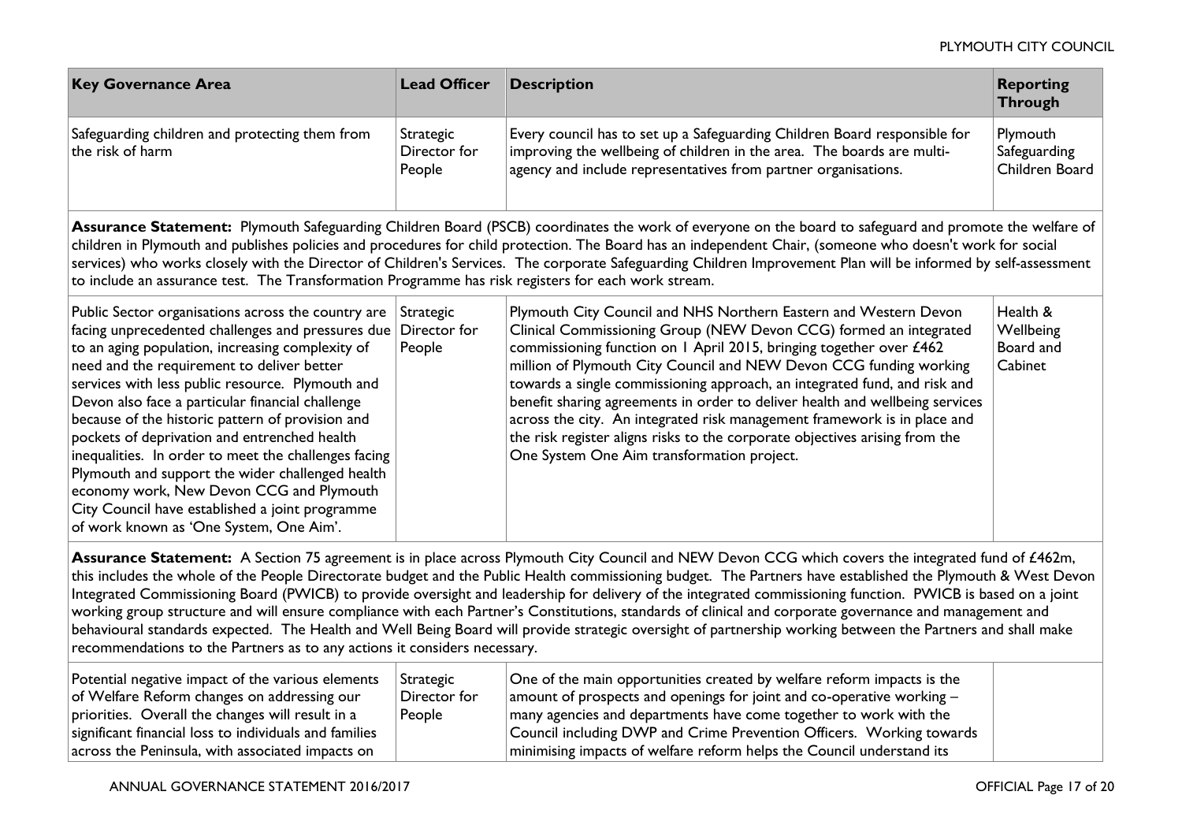| Key Governance Area | Lead Officer | Description | Reporting Through |
|---|---|---|---|
| Safeguarding children and protecting them from the risk of harm | Strategic Director for People | Every council has to set up a Safeguarding Children Board responsible for improving the wellbeing of children in the area. The boards are multi-agency and include representatives from partner organisations. | Plymouth Safeguarding Children Board |
| **Assurance Statement:** Plymouth Safeguarding Children Board (PSCB) coordinates the work of everyone on the board to safeguard and promote the welfare of children in Plymouth and publishes policies and procedures for child protection. The Board has an independent Chair, (someone who doesn't work for social services) who works closely with the Director of Children's Services. The corporate Safeguarding Children Improvement Plan will be informed by self-assessment to include an assurance test. The Transformation Programme has risk registers for each work stream. | | | |
| Public Sector organisations across the country are facing unprecedented challenges and pressures due to an aging population, increasing complexity of need and the requirement to deliver better services with less public resource. Plymouth and Devon also face a particular financial challenge because of the historic pattern of provision and pockets of deprivation and entrenched health inequalities. In order to meet the challenges facing Plymouth and support the wider challenged health economy work, New Devon CCG and Plymouth City Council have established a joint programme of work known as 'One System, One Aim'. | Strategic Director for People | Plymouth City Council and NHS Northern Eastern and Western Devon Clinical Commissioning Group (NEW Devon CCG) formed an integrated commissioning function on 1 April 2015, bringing together over £462 million of Plymouth City Council and NEW Devon CCG funding working towards a single commissioning approach, an integrated fund, and risk and benefit sharing agreements in order to deliver health and wellbeing services across the city. An integrated risk management framework is in place and the risk register aligns risks to the corporate objectives arising from the One System One Aim transformation project. | Health & Wellbeing Board and Cabinet |
| **Assurance Statement:** A Section 75 agreement is in place across Plymouth City Council and NEW Devon CCG which covers the integrated fund of £462m, this includes the whole of the People Directorate budget and the Public Health commissioning budget. The Partners have established the Plymouth & West Devon Integrated Commissioning Board (PWICB) to provide oversight and leadership for delivery of the integrated commissioning function. PWICB is based on a joint working group structure and will ensure compliance with each Partner's Constitutions, standards of clinical and corporate governance and management and behavioural standards expected. The Health and Well Being Board will provide strategic oversight of partnership working between the Partners and shall make recommendations to the Partners as to any actions it considers necessary. | | | |
| Potential negative impact of the various elements of Welfare Reform changes on addressing our priorities. Overall the changes will result in a significant financial loss to individuals and families across the Peninsula, with associated impacts on | Strategic Director for People | One of the main opportunities created by welfare reform impacts is the amount of prospects and openings for joint and co-operative working – many agencies and departments have come together to work with the Council including DWP and Crime Prevention Officers. Working towards minimising impacts of welfare reform helps the Council understand its | |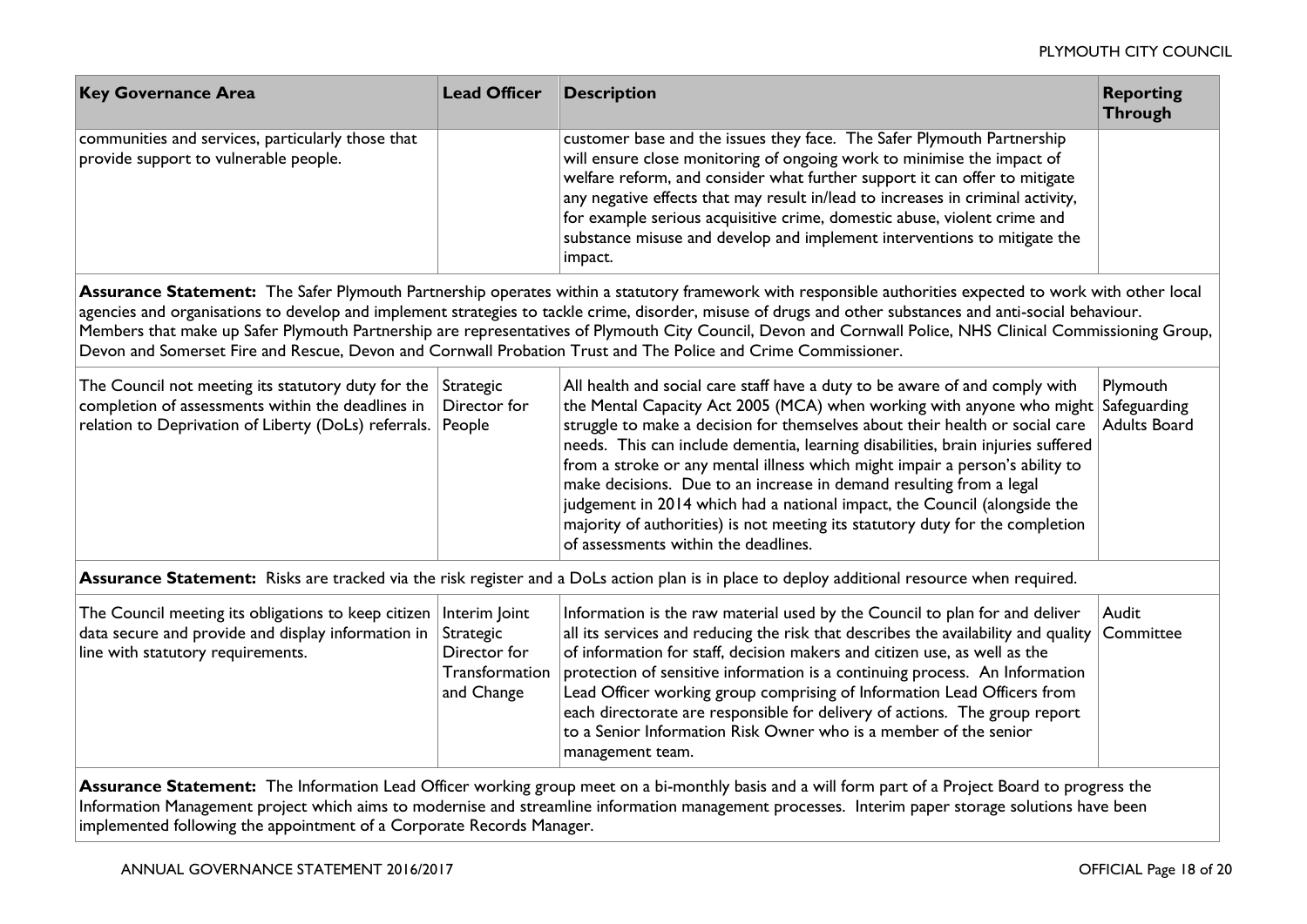| Key Governance Area | Lead Officer | Description | Reporting Through |
|---|---|---|---|
| communities and services, particularly those that provide support to vulnerable people. | | customer base and the issues they face. The Safer Plymouth Partnership will ensure close monitoring of ongoing work to minimise the impact of welfare reform, and consider what further support it can offer to mitigate any negative effects that may result in/lead to increases in criminal activity, for example serious acquisitive crime, domestic abuse, violent crime and substance misuse and develop and implement interventions to mitigate the impact. | |
| **Assurance Statement:** The Safer Plymouth Partnership operates within a statutory framework with responsible authorities expected to work with other local agencies and organisations to develop and implement strategies to tackle crime, disorder, misuse of drugs and other substances and anti-social behaviour. Members that make up Safer Plymouth Partnership are representatives of Plymouth City Council, Devon and Cornwall Police, NHS Clinical Commissioning Group, Devon and Somerset Fire and Rescue, Devon and Cornwall Probation Trust and The Police and Crime Commissioner. | | | |
| The Council not meeting its statutory duty for the completion of assessments within the deadlines in relation to Deprivation of Liberty (DoLs) referrals. | Strategic Director for People | All health and social care staff have a duty to be aware of and comply with the Mental Capacity Act 2005 (MCA) when working with anyone who might struggle to make a decision for themselves about their health or social care needs. This can include dementia, learning disabilities, brain injuries suffered from a stroke or any mental illness which might impair a person's ability to make decisions. Due to an increase in demand resulting from a legal judgement in 2014 which had a national impact, the Council (alongside the majority of authorities) is not meeting its statutory duty for the completion of assessments within the deadlines. | Plymouth Safeguarding Adults Board |
| **Assurance Statement:** Risks are tracked via the risk register and a DoLs action plan is in place to deploy additional resource when required. | | | |
| The Council meeting its obligations to keep citizen data secure and provide and display information in line with statutory requirements. | Interim Joint Strategic Director for Transformation and Change | Information is the raw material used by the Council to plan for and deliver all its services and reducing the risk that describes the availability and quality of information for staff, decision makers and citizen use, as well as the protection of sensitive information is a continuing process. An Information Lead Officer working group comprising of Information Lead Officers from each directorate are responsible for delivery of actions. The group report to a Senior Information Risk Owner who is a member of the senior management team. | Audit Committee |
| **Assurance Statement:** The Information Lead Officer working group meet on a bi-monthly basis and a will form part of a Project Board to progress the Information Management project which aims to modernise and streamline information management processes. Interim paper storage solutions have been implemented following the appointment of a Corporate Records Manager. | | | |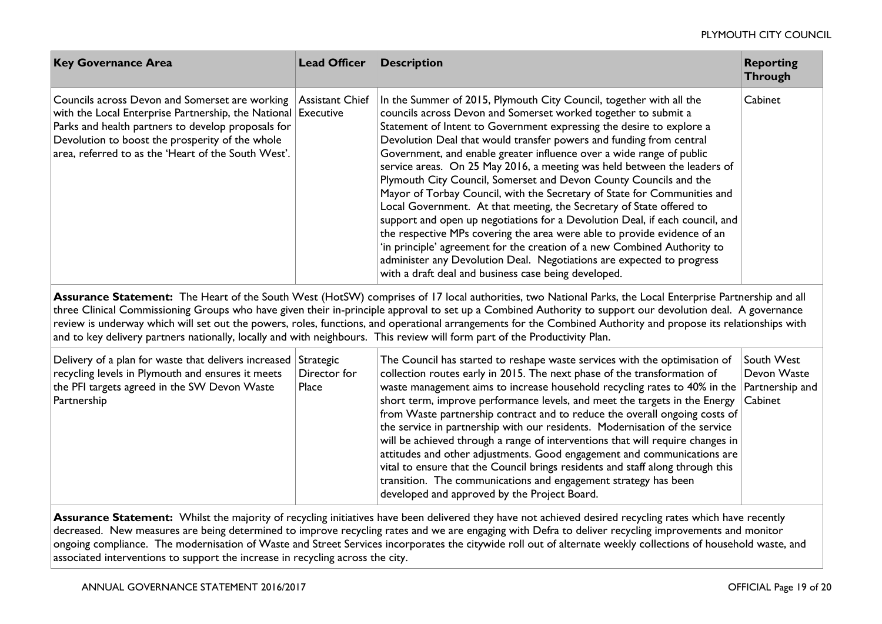| Key Governance Area | Lead Officer | Description | Reporting Through |
|---|---|---|---|
| Councils across Devon and Somerset are working with the Local Enterprise Partnership, the National Parks and health partners to develop proposals for Devolution to boost the prosperity of the whole area, referred to as the 'Heart of the South West'. | Assistant Chief Executive | In the Summer of 2015, Plymouth City Council, together with all the councils across Devon and Somerset worked together to submit a Statement of Intent to Government expressing the desire to explore a Devolution Deal that would transfer powers and funding from central Government, and enable greater influence over a wide range of public service areas. On 25 May 2016, a meeting was held between the leaders of Plymouth City Council, Somerset and Devon County Councils and the Mayor of Torbay Council, with the Secretary of State for Communities and Local Government. At that meeting, the Secretary of State offered to support and open up negotiations for a Devolution Deal, if each council, and the respective MPs covering the area were able to provide evidence of an 'in principle' agreement for the creation of a new Combined Authority to administer any Devolution Deal. Negotiations are expected to progress with a draft deal and business case being developed. | Cabinet |
| **Assurance Statement:** The Heart of the South West (HotSW) comprises of 17 local authorities, two National Parks, the Local Enterprise Partnership and all three Clinical Commissioning Groups who have given their in-principle approval to set up a Combined Authority to support our devolution deal. A governance review is underway which will set out the powers, roles, functions, and operational arrangements for the Combined Authority and propose its relationships with and to key delivery partners nationally, locally and with neighbours. This review will form part of the Productivity Plan. | | | |
| Delivery of a plan for waste that delivers increased recycling levels in Plymouth and ensures it meets the PFI targets agreed in the SW Devon Waste Partnership | Strategic Director for Place | The Council has started to reshape waste services with the optimisation of collection routes early in 2015. The next phase of the transformation of waste management aims to increase household recycling rates to 40% in the short term, improve performance levels, and meet the targets in the Energy from Waste partnership contract and to reduce the overall ongoing costs of the service in partnership with our residents. Modernisation of the service will be achieved through a range of interventions that will require changes in attitudes and other adjustments. Good engagement and communications are vital to ensure that the Council brings residents and staff along through this transition. The communications and engagement strategy has been developed and approved by the Project Board. | South West Devon Waste Partnership and Cabinet |
| **Assurance Statement:** Whilst the majority of recycling initiatives have been delivered they have not achieved desired recycling rates which have recently decreased. New measures are being determined to improve recycling rates and we are engaging with Defra to deliver recycling improvements and monitor ongoing compliance. The modernisation of Waste and Street Services incorporates the citywide roll out of alternate weekly collections of household waste, and associated interventions to support the increase in recycling across the city. | | | |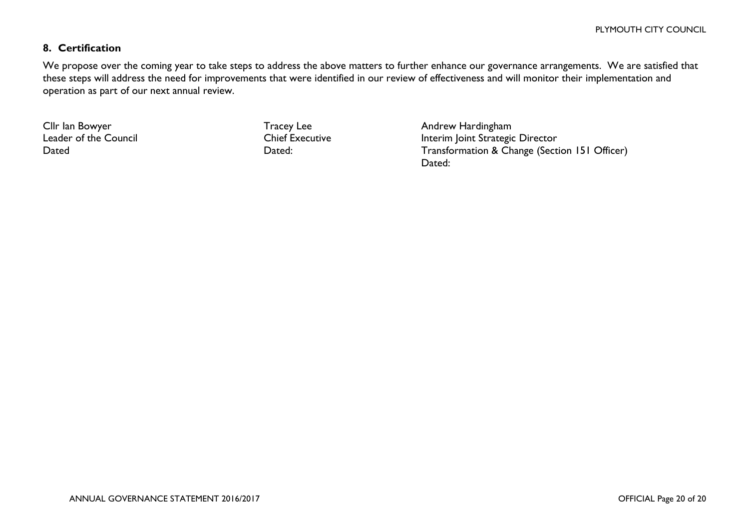## 8. Certification

We propose over the coming year to take steps to address the above matters to further enhance our governance arrangements. We are satisfied that these steps will address the need for improvements that were identified in our review of effectiveness and will monitor their implementation and operation as part of our next annual review.

| | | |
|---|---|---|
| Cllr Ian Bowyer<br>Leader of the Council<br>Dated | Tracey Lee<br>Chief Executive<br>Dated: | Andrew Hardingham<br>Interim Joint Strategic Director<br>Transformation & Change (Section 151 Officer)<br>Dated: |